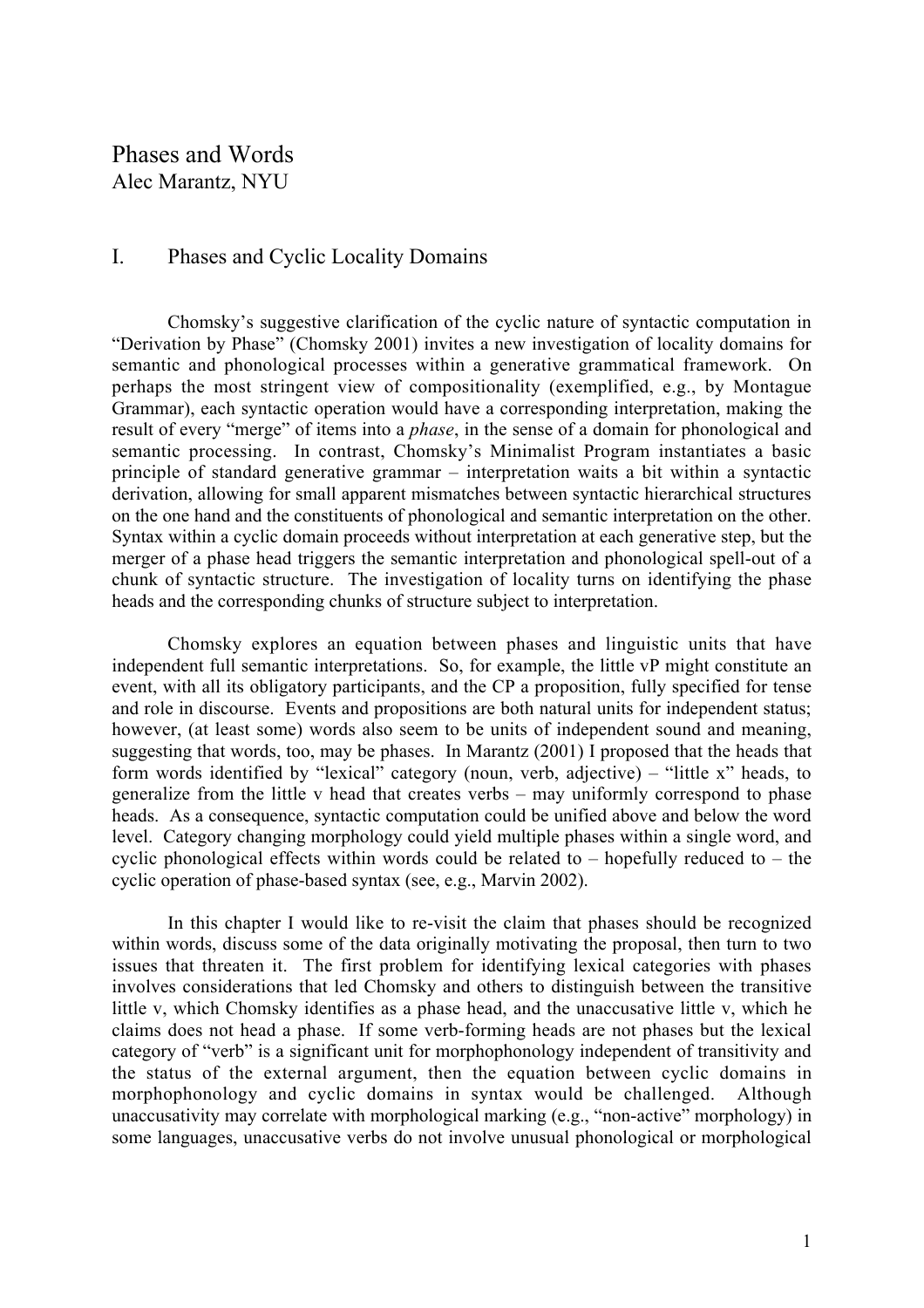# Phases and Words

Alec Marantz, NYU

## I. Phases and Cyclic Locality Domains

Chomsky's suggestive clarification of the cyclic nature of syntactic computation in "Derivation by Phase" (Chomsky 2001) invites a new investigation of locality domains for semantic and phonological processes within a generative grammatical framework. On perhaps the most stringent view of compositionality (exemplified, e.g., by Montague Grammar), each syntactic operation would have a corresponding interpretation, making the result of every "merge" of items into a *phase*, in the sense of a domain for phonological and semantic processing. In contrast, Chomsky's Minimalist Program instantiates a basic principle of standard generative grammar – interpretation waits a bit within a syntactic derivation, allowing for small apparent mismatches between syntactic hierarchical structures on the one hand and the constituents of phonological and semantic interpretation on the other. Syntax within a cyclic domain proceeds without interpretation at each generative step, but the merger of a phase head triggers the semantic interpretation and phonological spell-out of a chunk of syntactic structure. The investigation of locality turns on identifying the phase heads and the corresponding chunks of structure subject to interpretation.

Chomsky explores an equation between phases and linguistic units that have independent full semantic interpretations. So, for example, the little vP might constitute an event, with all its obligatory participants, and the CP a proposition, fully specified for tense and role in discourse. Events and propositions are both natural units for independent status; however, (at least some) words also seem to be units of independent sound and meaning, suggesting that words, too, may be phases. In Marantz (2001) I proposed that the heads that form words identified by "lexical" category (noun, verb, adjective) – "little x" heads, to generalize from the little v head that creates verbs – may uniformly correspond to phase heads. As a consequence, syntactic computation could be unified above and below the word level. Category changing morphology could yield multiple phases within a single word, and cyclic phonological effects within words could be related to – hopefully reduced to – the cyclic operation of phase-based syntax (see, e.g., Marvin 2002).

In this chapter I would like to re-visit the claim that phases should be recognized within words, discuss some of the data originally motivating the proposal, then turn to two issues that threaten it. The first problem for identifying lexical categories with phases involves considerations that led Chomsky and others to distinguish between the transitive little v, which Chomsky identifies as a phase head, and the unaccusative little v, which he claims does not head a phase. If some verb-forming heads are not phases but the lexical category of "verb" is a significant unit for morphophonology independent of transitivity and the status of the external argument, then the equation between cyclic domains in morphophonology and cyclic domains in syntax would be challenged. Although unaccusativity may correlate with morphological marking (e.g., "non-active" morphology) in some languages, unaccusative verbs do not involve unusual phonological or morphological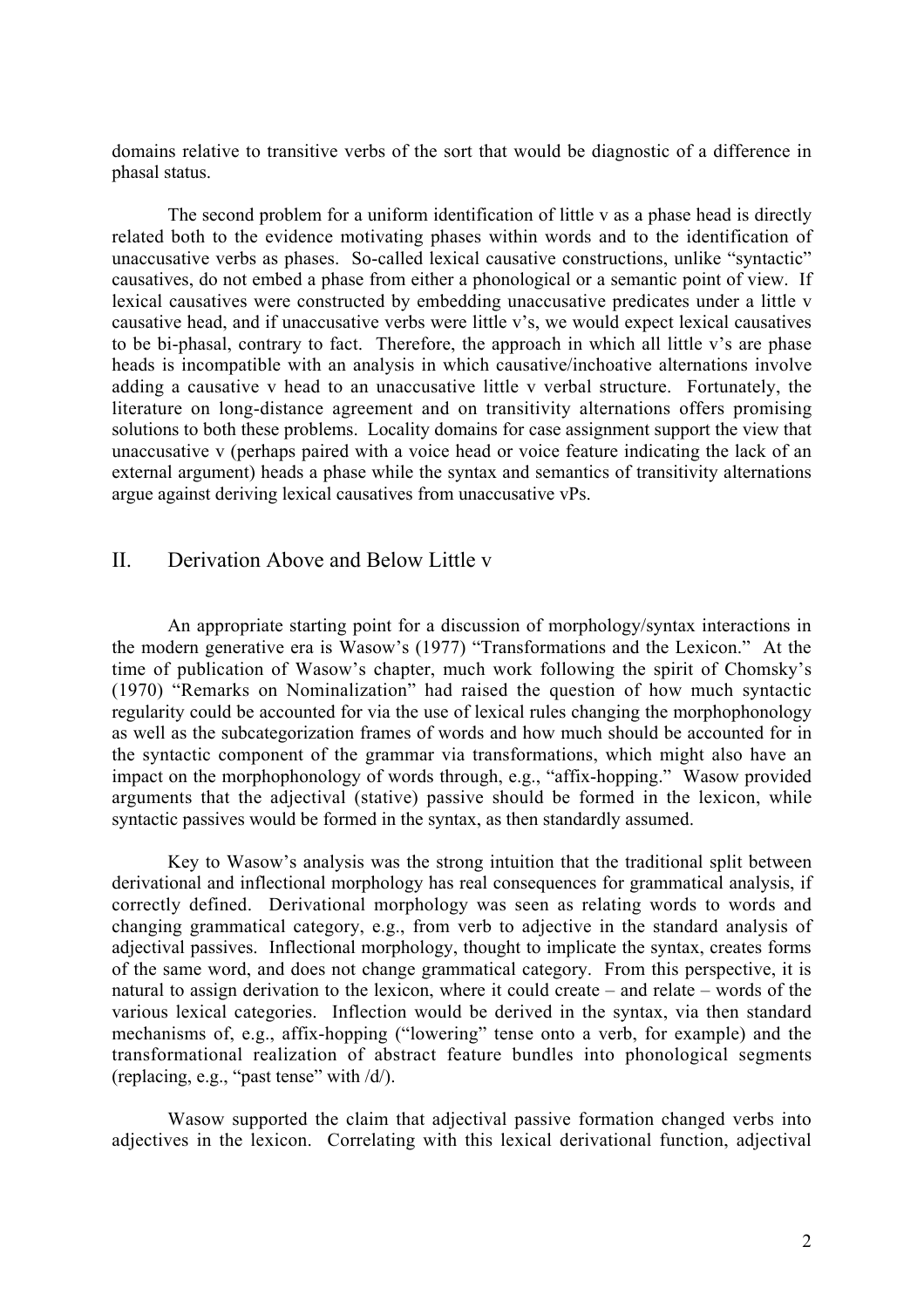domains relative to transitive verbs of the sort that would be diagnostic of a difference in phasal status.

The second problem for a uniform identification of little v as a phase head is directly related both to the evidence motivating phases within words and to the identification of unaccusative verbs as phases. So-called lexical causative constructions, unlike "syntactic" causatives, do not embed a phase from either a phonological or a semantic point of view. If lexical causatives were constructed by embedding unaccusative predicates under a little v causative head, and if unaccusative verbs were little v's, we would expect lexical causatives to be bi-phasal, contrary to fact. Therefore, the approach in which all little v's are phase heads is incompatible with an analysis in which causative/inchoative alternations involve adding a causative v head to an unaccusative little v verbal structure. Fortunately, the literature on long-distance agreement and on transitivity alternations offers promising solutions to both these problems. Locality domains for case assignment support the view that unaccusative v (perhaps paired with a voice head or voice feature indicating the lack of an external argument) heads a phase while the syntax and semantics of transitivity alternations argue against deriving lexical causatives from unaccusative vPs.

## II. Derivation Above and Below Little v

An appropriate starting point for a discussion of morphology/syntax interactions in the modern generative era is Wasow's (1977) "Transformations and the Lexicon." At the time of publication of Wasow's chapter, much work following the spirit of Chomsky's (1970) "Remarks on Nominalization" had raised the question of how much syntactic regularity could be accounted for via the use of lexical rules changing the morphophonology as well as the subcategorization frames of words and how much should be accounted for in the syntactic component of the grammar via transformations, which might also have an impact on the morphophonology of words through, e.g., "affix-hopping." Wasow provided arguments that the adjectival (stative) passive should be formed in the lexicon, while syntactic passives would be formed in the syntax, as then standardly assumed.

Key to Wasow's analysis was the strong intuition that the traditional split between derivational and inflectional morphology has real consequences for grammatical analysis, if correctly defined. Derivational morphology was seen as relating words to words and changing grammatical category, e.g., from verb to adjective in the standard analysis of adjectival passives. Inflectional morphology, thought to implicate the syntax, creates forms of the same word, and does not change grammatical category. From this perspective, it is natural to assign derivation to the lexicon, where it could create – and relate – words of the various lexical categories. Inflection would be derived in the syntax, via then standard mechanisms of, e.g., affix-hopping ("lowering" tense onto a verb, for example) and the transformational realization of abstract feature bundles into phonological segments (replacing, e.g., "past tense" with /d/).

Wasow supported the claim that adjectival passive formation changed verbs into adjectives in the lexicon. Correlating with this lexical derivational function, adjectival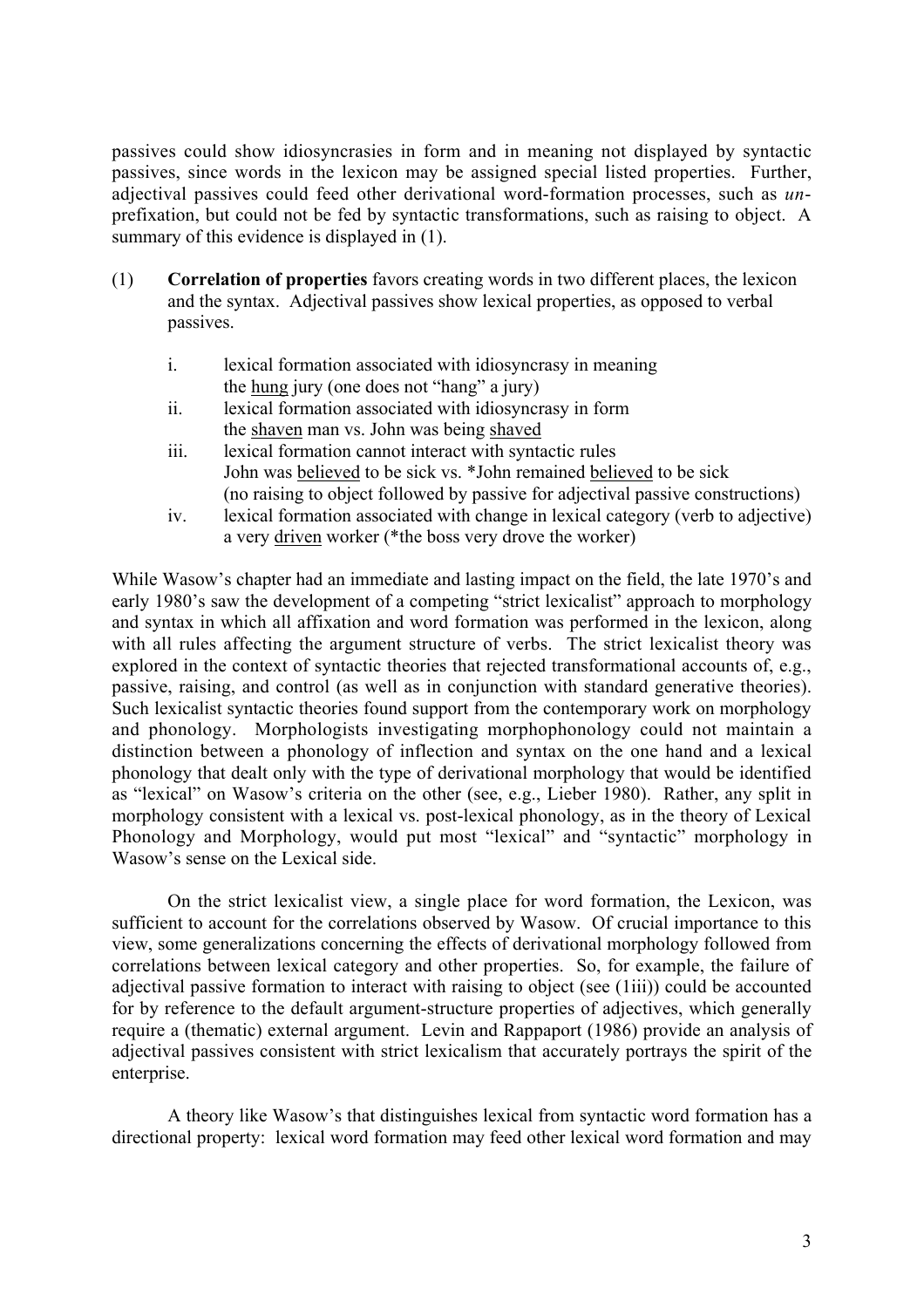passives could show idiosyncrasies in form and in meaning not displayed by syntactic passives, since words in the lexicon may be assigned special listed properties. Further, adjectival passives could feed other derivational word-formation processes, such as *un*-prefixation, but could not be fed by syntactic transformations, such as raising to object. A summary of this evidence is displayed in (1).

(1) **Correlation of properties** favors creating words in two different places, the lexicon and the syntax. Adjectival passives show lexical properties, as opposed to verbal passives.

- i. lexical formation associated with idiosyncrasy in meaning
  the <u>hung</u> jury (one does not "hang" a jury)
- ii. lexical formation associated with idiosyncrasy in form
  the <u>shaven</u> man vs. John was being <u>shaved</u>
- iii. lexical formation cannot interact with syntactic rules
  John was <u>believed</u> to be sick vs. *John remained <u>believed</u> to be sick
  (no raising to object followed by passive for adjectival passive constructions)
- iv. lexical formation associated with change in lexical category (verb to adjective)
  a very <u>driven</u> worker (*the boss very drove the worker)

While Wasow's chapter had an immediate and lasting impact on the field, the late 1970's and early 1980's saw the development of a competing "strict lexicalist" approach to morphology and syntax in which all affixation and word formation was performed in the lexicon, along with all rules affecting the argument structure of verbs. The strict lexicalist theory was explored in the context of syntactic theories that rejected transformational accounts of, e.g., passive, raising, and control (as well as in conjunction with standard generative theories). Such lexicalist syntactic theories found support from the contemporary work on morphology and phonology. Morphologists investigating morphophonology could not maintain a distinction between a phonology of inflection and syntax on the one hand and a lexical phonology that dealt only with the type of derivational morphology that would be identified as "lexical" on Wasow's criteria on the other (see, e.g., Lieber 1980). Rather, any split in morphology consistent with a lexical vs. post-lexical phonology, as in the theory of Lexical Phonology and Morphology, would put most "lexical" and "syntactic" morphology in Wasow's sense on the Lexical side.

On the strict lexicalist view, a single place for word formation, the Lexicon, was sufficient to account for the correlations observed by Wasow. Of crucial importance to this view, some generalizations concerning the effects of derivational morphology followed from correlations between lexical category and other properties. So, for example, the failure of adjectival passive formation to interact with raising to object (see (1iii)) could be accounted for by reference to the default argument-structure properties of adjectives, which generally require a (thematic) external argument. Levin and Rappaport (1986) provide an analysis of adjectival passives consistent with strict lexicalism that accurately portrays the spirit of the enterprise.

A theory like Wasow's that distinguishes lexical from syntactic word formation has a directional property: lexical word formation may feed other lexical word formation and may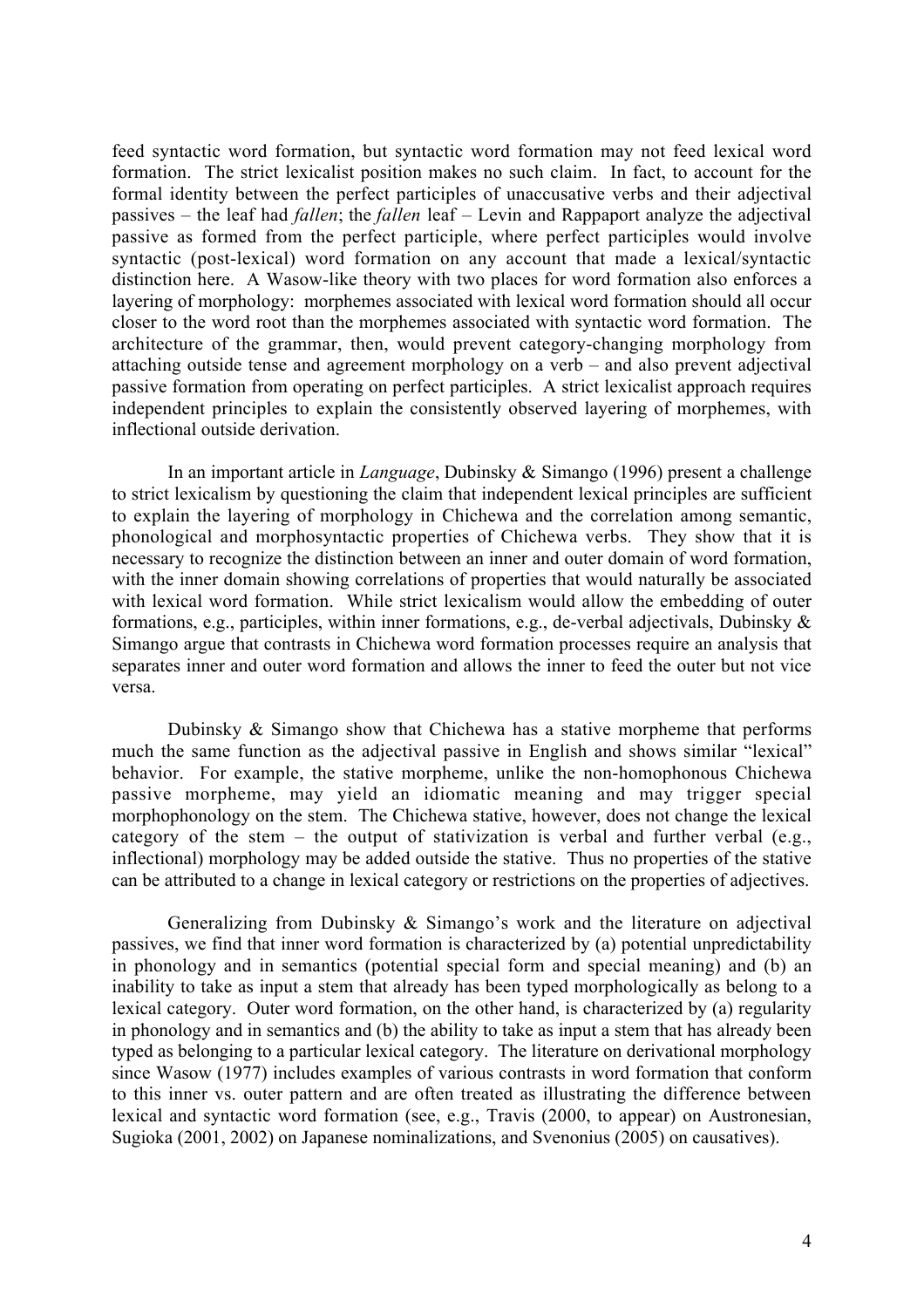feed syntactic word formation, but syntactic word formation may not feed lexical word formation. The strict lexicalist position makes no such claim. In fact, to account for the formal identity between the perfect participles of unaccusative verbs and their adjectival passives – the leaf had *fallen*; the *fallen* leaf – Levin and Rappaport analyze the adjectival passive as formed from the perfect participle, where perfect participles would involve syntactic (post-lexical) word formation on any account that made a lexical/syntactic distinction here. A Wasow-like theory with two places for word formation also enforces a layering of morphology: morphemes associated with lexical word formation should all occur closer to the word root than the morphemes associated with syntactic word formation. The architecture of the grammar, then, would prevent category-changing morphology from attaching outside tense and agreement morphology on a verb – and also prevent adjectival passive formation from operating on perfect participles. A strict lexicalist approach requires independent principles to explain the consistently observed layering of morphemes, with inflectional outside derivation.

In an important article in *Language*, Dubinsky & Simango (1996) present a challenge to strict lexicalism by questioning the claim that independent lexical principles are sufficient to explain the layering of morphology in Chichewa and the correlation among semantic, phonological and morphosyntactic properties of Chichewa verbs. They show that it is necessary to recognize the distinction between an inner and outer domain of word formation, with the inner domain showing correlations of properties that would naturally be associated with lexical word formation. While strict lexicalism would allow the embedding of outer formations, e.g., participles, within inner formations, e.g., de-verbal adjectivals, Dubinsky & Simango argue that contrasts in Chichewa word formation processes require an analysis that separates inner and outer word formation and allows the inner to feed the outer but not vice versa.

Dubinsky & Simango show that Chichewa has a stative morpheme that performs much the same function as the adjectival passive in English and shows similar "lexical" behavior. For example, the stative morpheme, unlike the non-homophonous Chichewa passive morpheme, may yield an idiomatic meaning and may trigger special morphophonology on the stem. The Chichewa stative, however, does not change the lexical category of the stem – the output of stativization is verbal and further verbal (e.g., inflectional) morphology may be added outside the stative. Thus no properties of the stative can be attributed to a change in lexical category or restrictions on the properties of adjectives.

Generalizing from Dubinsky & Simango's work and the literature on adjectival passives, we find that inner word formation is characterized by (a) potential unpredictability in phonology and in semantics (potential special form and special meaning) and (b) an inability to take as input a stem that already has been typed morphologically as belong to a lexical category. Outer word formation, on the other hand, is characterized by (a) regularity in phonology and in semantics and (b) the ability to take as input a stem that has already been typed as belonging to a particular lexical category. The literature on derivational morphology since Wasow (1977) includes examples of various contrasts in word formation that conform to this inner vs. outer pattern and are often treated as illustrating the difference between lexical and syntactic word formation (see, e.g., Travis (2000, to appear) on Austronesian, Sugioka (2001, 2002) on Japanese nominalizations, and Svenonius (2005) on causatives).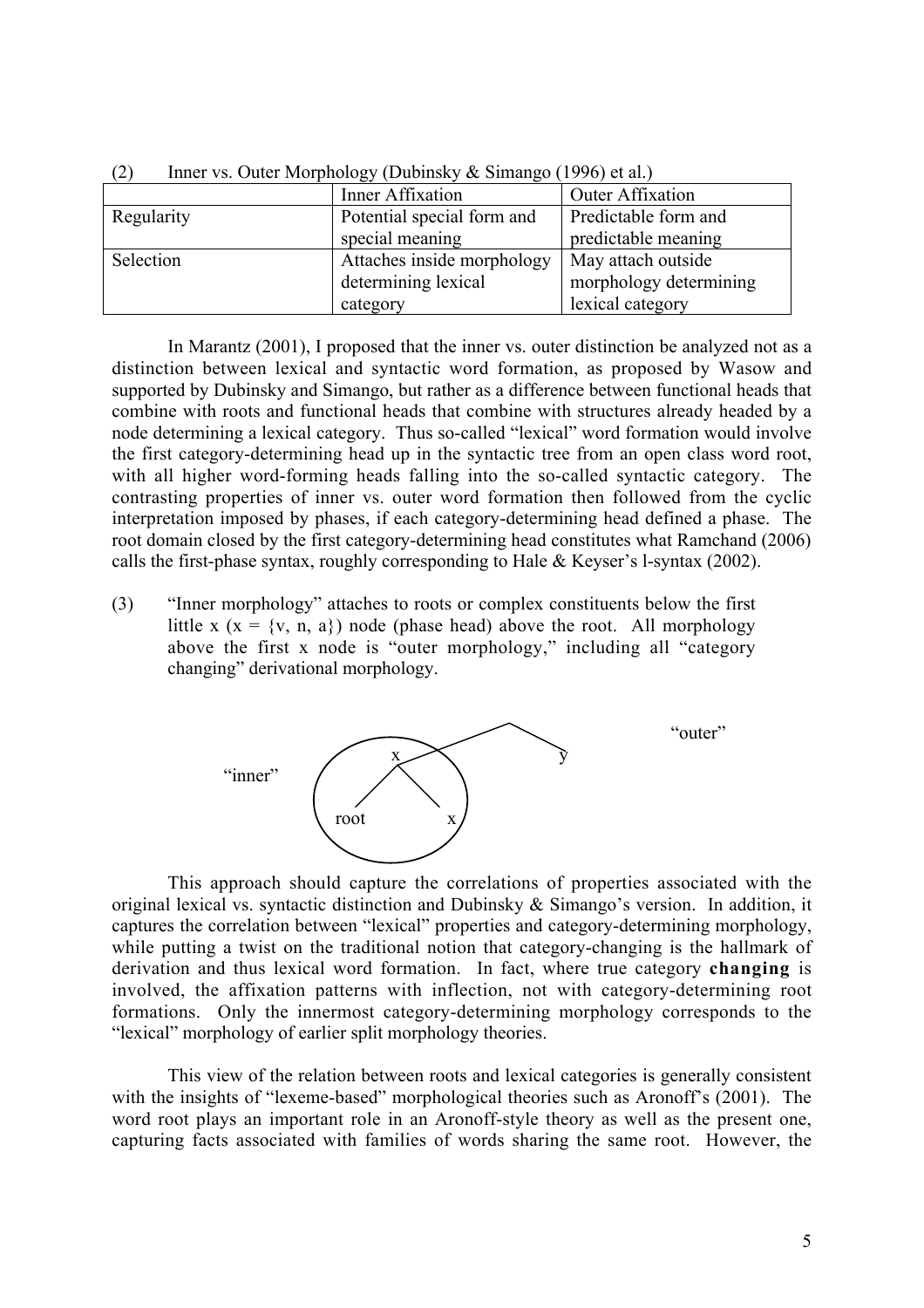(2) Inner vs. Outer Morphology (Dubinsky & Simango (1996) et al.)

| | Inner Affixation | Outer Affixation |
|---|---|---|
| Regularity | Potential special form and special meaning | Predictable form and predictable meaning |
| Selection | Attaches inside morphology determining lexical category | May attach outside morphology determining lexical category |

In Marantz (2001), I proposed that the inner vs. outer distinction be analyzed not as a distinction between lexical and syntactic word formation, as proposed by Wasow and supported by Dubinsky and Simango, but rather as a difference between functional heads that combine with roots and functional heads that combine with structures already headed by a node determining a lexical category. Thus so-called "lexical" word formation would involve the first category-determining head up in the syntactic tree from an open class word root, with all higher word-forming heads falling into the so-called syntactic category. The contrasting properties of inner vs. outer word formation then followed from the cyclic interpretation imposed by phases, if each category-determining head defined a phase. The root domain closed by the first category-determining head constitutes what Ramchand (2006) calls the first-phase syntax, roughly corresponding to Hale & Keyser's l-syntax (2002).

(3) "Inner morphology" attaches to roots or complex constituents below the first little x (x = {v, n, a}) node (phase head) above the root. All morphology above the first x node is "outer morphology," including all "category changing" derivational morphology.

"inner" [x root x] y "outer"

This approach should capture the correlations of properties associated with the original lexical vs. syntactic distinction and Dubinsky & Simango's version. In addition, it captures the correlation between "lexical" properties and category-determining morphology, while putting a twist on the traditional notion that category-changing is the hallmark of derivation and thus lexical word formation. In fact, where true category **changing** is involved, the affixation patterns with inflection, not with category-determining root formations. Only the innermost category-determining morphology corresponds to the "lexical" morphology of earlier split morphology theories.

This view of the relation between roots and lexical categories is generally consistent with the insights of "lexeme-based" morphological theories such as Aronoff's (2001). The word root plays an important role in an Aronoff-style theory as well as the present one, capturing facts associated with families of words sharing the same root. However, the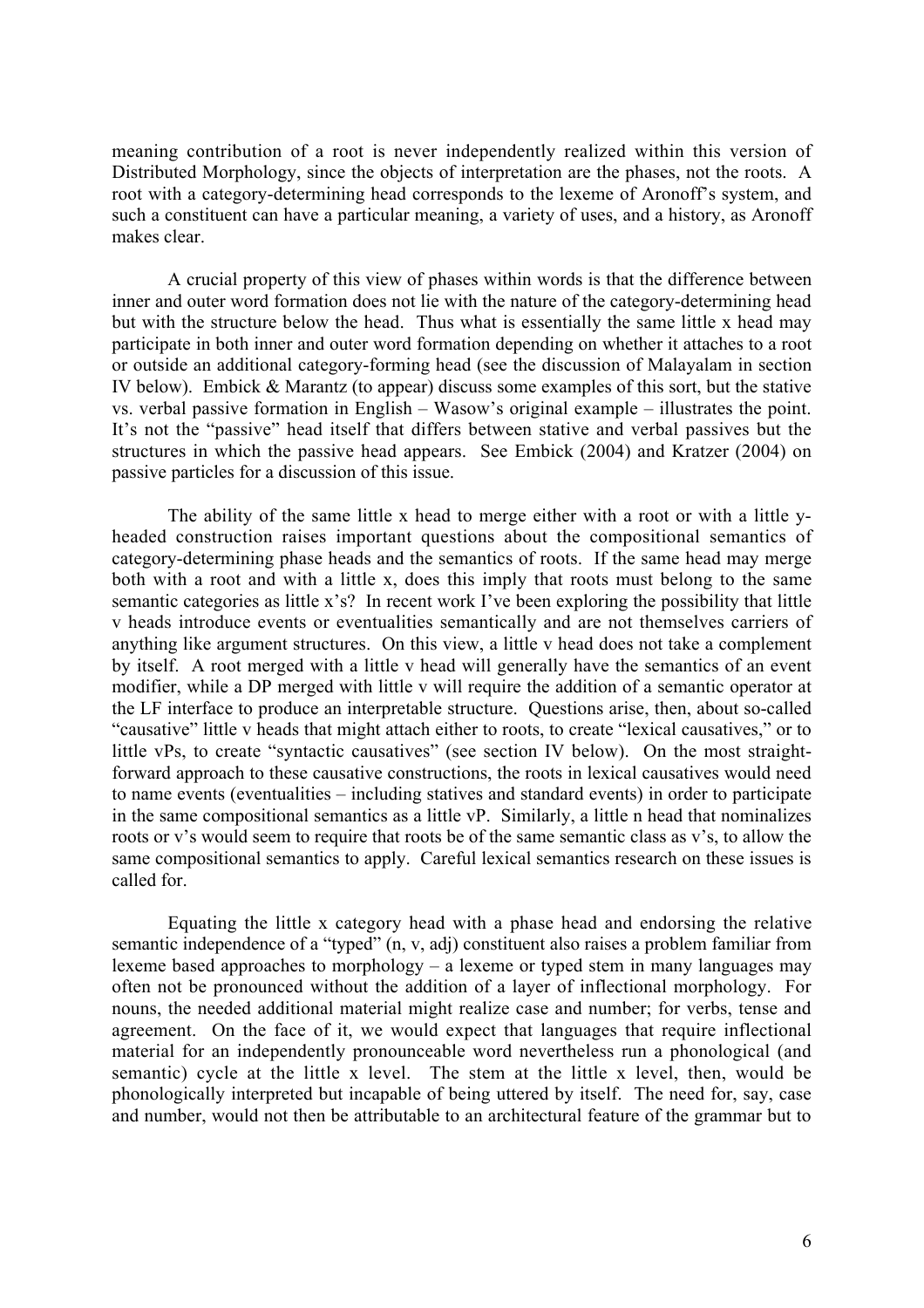meaning contribution of a root is never independently realized within this version of Distributed Morphology, since the objects of interpretation are the phases, not the roots. A root with a category-determining head corresponds to the lexeme of Aronoff's system, and such a constituent can have a particular meaning, a variety of uses, and a history, as Aronoff makes clear.

A crucial property of this view of phases within words is that the difference between inner and outer word formation does not lie with the nature of the category-determining head but with the structure below the head. Thus what is essentially the same little x head may participate in both inner and outer word formation depending on whether it attaches to a root or outside an additional category-forming head (see the discussion of Malayalam in section IV below). Embick & Marantz (to appear) discuss some examples of this sort, but the stative vs. verbal passive formation in English – Wasow's original example – illustrates the point. It's not the "passive" head itself that differs between stative and verbal passives but the structures in which the passive head appears. See Embick (2004) and Kratzer (2004) on passive particles for a discussion of this issue.

The ability of the same little x head to merge either with a root or with a little y-headed construction raises important questions about the compositional semantics of category-determining phase heads and the semantics of roots. If the same head may merge both with a root and with a little x, does this imply that roots must belong to the same semantic categories as little x's? In recent work I've been exploring the possibility that little v heads introduce events or eventualities semantically and are not themselves carriers of anything like argument structures. On this view, a little v head does not take a complement by itself. A root merged with a little v head will generally have the semantics of an event modifier, while a DP merged with little v will require the addition of a semantic operator at the LF interface to produce an interpretable structure. Questions arise, then, about so-called "causative" little v heads that might attach either to roots, to create "lexical causatives," or to little vPs, to create "syntactic causatives" (see section IV below). On the most straight-forward approach to these causative constructions, the roots in lexical causatives would need to name events (eventualities – including statives and standard events) in order to participate in the same compositional semantics as a little vP. Similarly, a little n head that nominalizes roots or v's would seem to require that roots be of the same semantic class as v's, to allow the same compositional semantics to apply. Careful lexical semantics research on these issues is called for.

Equating the little x category head with a phase head and endorsing the relative semantic independence of a "typed" (n, v, adj) constituent also raises a problem familiar from lexeme based approaches to morphology – a lexeme or typed stem in many languages may often not be pronounced without the addition of a layer of inflectional morphology. For nouns, the needed additional material might realize case and number; for verbs, tense and agreement. On the face of it, we would expect that languages that require inflectional material for an independently pronounceable word nevertheless run a phonological (and semantic) cycle at the little x level. The stem at the little x level, then, would be phonologically interpreted but incapable of being uttered by itself. The need for, say, case and number, would not then be attributable to an architectural feature of the grammar but to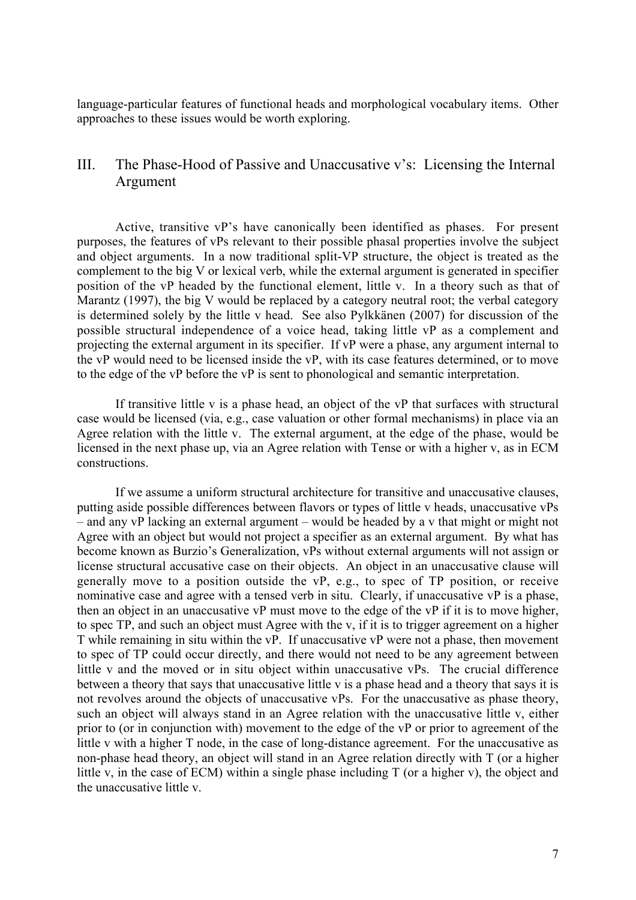language-particular features of functional heads and morphological vocabulary items. Other approaches to these issues would be worth exploring.

## III. The Phase-Hood of Passive and Unaccusative v's: Licensing the Internal Argument

Active, transitive vP's have canonically been identified as phases. For present purposes, the features of vPs relevant to their possible phasal properties involve the subject and object arguments. In a now traditional split-VP structure, the object is treated as the complement to the big V or lexical verb, while the external argument is generated in specifier position of the vP headed by the functional element, little v. In a theory such as that of Marantz (1997), the big V would be replaced by a category neutral root; the verbal category is determined solely by the little v head. See also Pylkkänen (2007) for discussion of the possible structural independence of a voice head, taking little vP as a complement and projecting the external argument in its specifier. If vP were a phase, any argument internal to the vP would need to be licensed inside the vP, with its case features determined, or to move to the edge of the vP before the vP is sent to phonological and semantic interpretation.

If transitive little v is a phase head, an object of the vP that surfaces with structural case would be licensed (via, e.g., case valuation or other formal mechanisms) in place via an Agree relation with the little v. The external argument, at the edge of the phase, would be licensed in the next phase up, via an Agree relation with Tense or with a higher v, as in ECM constructions.

If we assume a uniform structural architecture for transitive and unaccusative clauses, putting aside possible differences between flavors or types of little v heads, unaccusative vPs – and any vP lacking an external argument – would be headed by a v that might or might not Agree with an object but would not project a specifier as an external argument. By what has become known as Burzio's Generalization, vPs without external arguments will not assign or license structural accusative case on their objects. An object in an unaccusative clause will generally move to a position outside the vP, e.g., to spec of TP position, or receive nominative case and agree with a tensed verb in situ. Clearly, if unaccusative vP is a phase, then an object in an unaccusative vP must move to the edge of the vP if it is to move higher, to spec TP, and such an object must Agree with the v, if it is to trigger agreement on a higher T while remaining in situ within the vP. If unaccusative vP were not a phase, then movement to spec of TP could occur directly, and there would not need to be any agreement between little v and the moved or in situ object within unaccusative vPs. The crucial difference between a theory that says that unaccusative little v is a phase head and a theory that says it is not revolves around the objects of unaccusative vPs. For the unaccusative as phase theory, such an object will always stand in an Agree relation with the unaccusative little v, either prior to (or in conjunction with) movement to the edge of the vP or prior to agreement of the little v with a higher T node, in the case of long-distance agreement. For the unaccusative as non-phase head theory, an object will stand in an Agree relation directly with T (or a higher little v, in the case of ECM) within a single phase including T (or a higher v), the object and the unaccusative little v.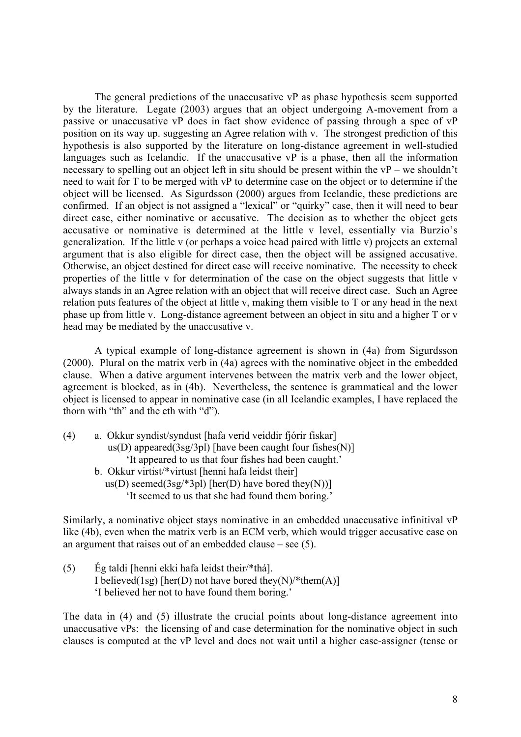The general predictions of the unaccusative vP as phase hypothesis seem supported by the literature. Legate (2003) argues that an object undergoing A-movement from a passive or unaccusative vP does in fact show evidence of passing through a spec of vP position on its way up. suggesting an Agree relation with v. The strongest prediction of this hypothesis is also supported by the literature on long-distance agreement in well-studied languages such as Icelandic. If the unaccusative vP is a phase, then all the information necessary to spelling out an object left in situ should be present within the vP – we shouldn't need to wait for T to be merged with vP to determine case on the object or to determine if the object will be licensed. As Sigurdsson (2000) argues from Icelandic, these predictions are confirmed. If an object is not assigned a "lexical" or "quirky" case, then it will need to bear direct case, either nominative or accusative. The decision as to whether the object gets accusative or nominative is determined at the little v level, essentially via Burzio's generalization. If the little v (or perhaps a voice head paired with little v) projects an external argument that is also eligible for direct case, then the object will be assigned accusative. Otherwise, an object destined for direct case will receive nominative. The necessity to check properties of the little v for determination of the case on the object suggests that little v always stands in an Agree relation with an object that will receive direct case. Such an Agree relation puts features of the object at little v, making them visible to T or any head in the next phase up from little v. Long-distance agreement between an object in situ and a higher T or v head may be mediated by the unaccusative v.

A typical example of long-distance agreement is shown in (4a) from Sigurdsson (2000). Plural on the matrix verb in (4a) agrees with the nominative object in the embedded clause. When a dative argument intervenes between the matrix verb and the lower object, agreement is blocked, as in (4b). Nevertheless, the sentence is grammatical and the lower object is licensed to appear in nominative case (in all Icelandic examples, I have replaced the thorn with "th" and the eth with "d").

(4) a. Okkur syndist/syndust [hafa verid veiddir fjórir fiskar]
us(D) appeared(3sg/3pl) [have been caught four fishes(N)]
'It appeared to us that four fishes had been caught.'
b. Okkur virtist/*virtust [henni hafa leidst their]
us(D) seemed(3sg/*3pl) [her(D) have bored they(N))]
'It seemed to us that she had found them boring.'

Similarly, a nominative object stays nominative in an embedded unaccusative infinitival vP like (4b), even when the matrix verb is an ECM verb, which would trigger accusative case on an argument that raises out of an embedded clause – see (5).

(5) Ég taldi [henni ekki hafa leidst their/*thá].
I believed(1sg) [her(D) not have bored they(N)/*them(A)]
'I believed her not to have found them boring.'

The data in (4) and (5) illustrate the crucial points about long-distance agreement into unaccusative vPs: the licensing of and case determination for the nominative object in such clauses is computed at the vP level and does not wait until a higher case-assigner (tense or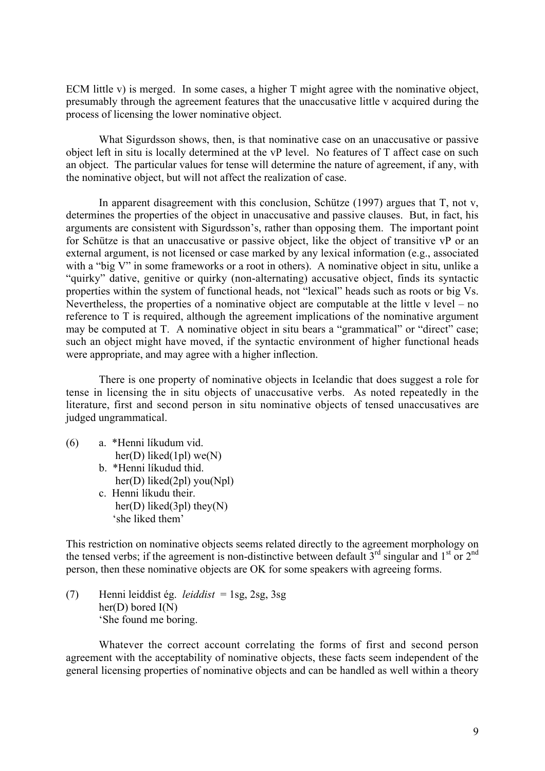ECM little v) is merged. In some cases, a higher T might agree with the nominative object, presumably through the agreement features that the unaccusative little v acquired during the process of licensing the lower nominative object.

What Sigurdsson shows, then, is that nominative case on an unaccusative or passive object left in situ is locally determined at the vP level. No features of T affect case on such an object. The particular values for tense will determine the nature of agreement, if any, with the nominative object, but will not affect the realization of case.

In apparent disagreement with this conclusion, Schütze (1997) argues that T, not v, determines the properties of the object in unaccusative and passive clauses. But, in fact, his arguments are consistent with Sigurdsson's, rather than opposing them. The important point for Schütze is that an unaccusative or passive object, like the object of transitive vP or an external argument, is not licensed or case marked by any lexical information (e.g., associated with a "big V" in some frameworks or a root in others). A nominative object in situ, unlike a "quirky" dative, genitive or quirky (non-alternating) accusative object, finds its syntactic properties within the system of functional heads, not "lexical" heads such as roots or big Vs. Nevertheless, the properties of a nominative object are computable at the little v level – no reference to T is required, although the agreement implications of the nominative argument may be computed at T. A nominative object in situ bears a "grammatical" or "direct" case; such an object might have moved, if the syntactic environment of higher functional heads were appropriate, and may agree with a higher inflection.

There is one property of nominative objects in Icelandic that does suggest a role for tense in licensing the in situ objects of unaccusative verbs. As noted repeatedly in the literature, first and second person in situ nominative objects of tensed unaccusatives are judged ungrammatical.

(6) a. *Henni líkudum vid.
   her(D) liked(1pl) we(N)

b. *Henni líkudud thid.
   her(D) liked(2pl) you(Npl)

c. Henni líkudu their.
   her(D) liked(3pl) they(N)
   'she liked them'

This restriction on nominative objects seems related directly to the agreement morphology on the tensed verbs; if the agreement is non-distinctive between default 3rd singular and 1st or 2nd person, then these nominative objects are OK for some speakers with agreeing forms.

(7) Henni leiddist ég. *leiddist* = 1sg, 2sg, 3sg
   her(D) bored I(N)
   'She found me boring.

Whatever the correct account correlating the forms of first and second person agreement with the acceptability of nominative objects, these facts seem independent of the general licensing properties of nominative objects and can be handled as well within a theory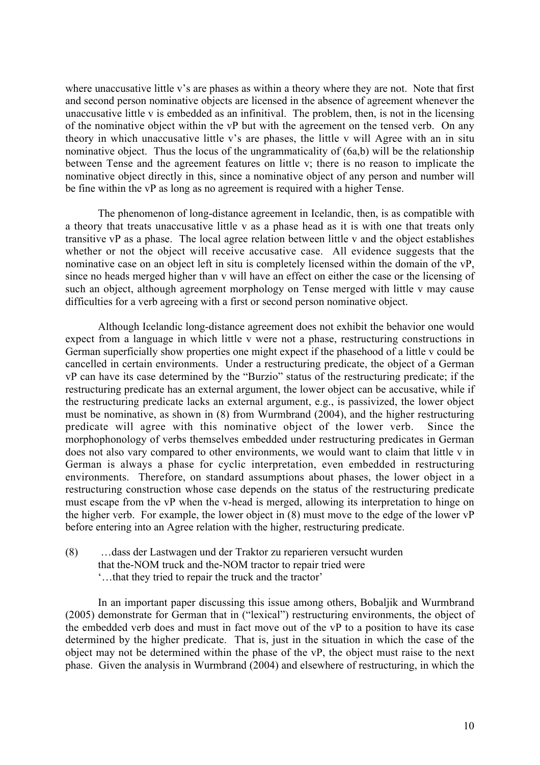where unaccusative little v's are phases as within a theory where they are not. Note that first and second person nominative objects are licensed in the absence of agreement whenever the unaccusative little v is embedded as an infinitival. The problem, then, is not in the licensing of the nominative object within the vP but with the agreement on the tensed verb. On any theory in which unaccusative little v's are phases, the little v will Agree with an in situ nominative object. Thus the locus of the ungrammaticality of (6a,b) will be the relationship between Tense and the agreement features on little v; there is no reason to implicate the nominative object directly in this, since a nominative object of any person and number will be fine within the vP as long as no agreement is required with a higher Tense.

The phenomenon of long-distance agreement in Icelandic, then, is as compatible with a theory that treats unaccusative little v as a phase head as it is with one that treats only transitive vP as a phase. The local agree relation between little v and the object establishes whether or not the object will receive accusative case. All evidence suggests that the nominative case on an object left in situ is completely licensed within the domain of the vP, since no heads merged higher than v will have an effect on either the case or the licensing of such an object, although agreement morphology on Tense merged with little v may cause difficulties for a verb agreeing with a first or second person nominative object.

Although Icelandic long-distance agreement does not exhibit the behavior one would expect from a language in which little v were not a phase, restructuring constructions in German superficially show properties one might expect if the phasehood of a little v could be cancelled in certain environments. Under a restructuring predicate, the object of a German vP can have its case determined by the "Burzio" status of the restructuring predicate; if the restructuring predicate has an external argument, the lower object can be accusative, while if the restructuring predicate lacks an external argument, e.g., is passivized, the lower object must be nominative, as shown in (8) from Wurmbrand (2004), and the higher restructuring predicate will agree with this nominative object of the lower verb. Since the morphophonology of verbs themselves embedded under restructuring predicates in German does not also vary compared to other environments, we would want to claim that little v in German is always a phase for cyclic interpretation, even embedded in restructuring environments. Therefore, on standard assumptions about phases, the lower object in a restructuring construction whose case depends on the status of the restructuring predicate must escape from the vP when the v-head is merged, allowing its interpretation to hinge on the higher verb. For example, the lower object in (8) must move to the edge of the lower vP before entering into an Agree relation with the higher, restructuring predicate.

(8) …dass der Lastwagen und der Traktor zu reparieren versucht wurden
that the-NOM truck and the-NOM tractor to repair tried were
'…that they tried to repair the truck and the tractor'

In an important paper discussing this issue among others, Bobaljik and Wurmbrand (2005) demonstrate for German that in ("lexical") restructuring environments, the object of the embedded verb does and must in fact move out of the vP to a position to have its case determined by the higher predicate. That is, just in the situation in which the case of the object may not be determined within the phase of the vP, the object must raise to the next phase. Given the analysis in Wurmbrand (2004) and elsewhere of restructuring, in which the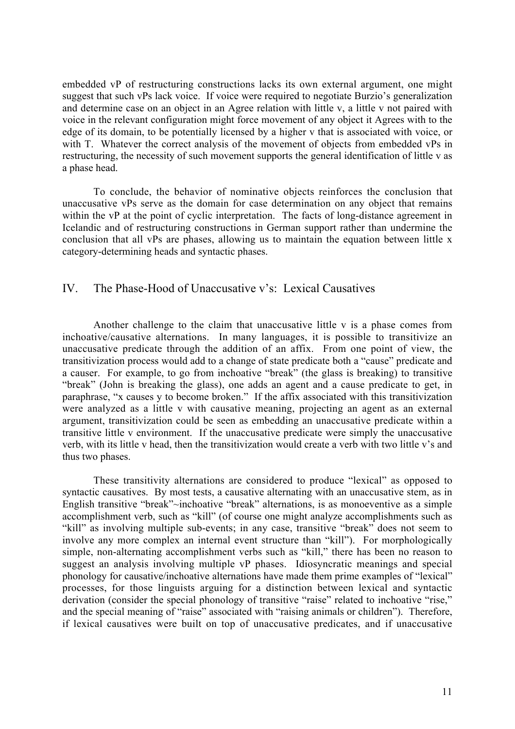embedded vP of restructuring constructions lacks its own external argument, one might suggest that such vPs lack voice. If voice were required to negotiate Burzio's generalization and determine case on an object in an Agree relation with little v, a little v not paired with voice in the relevant configuration might force movement of any object it Agrees with to the edge of its domain, to be potentially licensed by a higher v that is associated with voice, or with T. Whatever the correct analysis of the movement of objects from embedded vPs in restructuring, the necessity of such movement supports the general identification of little v as a phase head.

To conclude, the behavior of nominative objects reinforces the conclusion that unaccusative vPs serve as the domain for case determination on any object that remains within the vP at the point of cyclic interpretation. The facts of long-distance agreement in Icelandic and of restructuring constructions in German support rather than undermine the conclusion that all vPs are phases, allowing us to maintain the equation between little x category-determining heads and syntactic phases.

## IV. The Phase-Hood of Unaccusative v's: Lexical Causatives

Another challenge to the claim that unaccusative little v is a phase comes from inchoative/causative alternations. In many languages, it is possible to transitivize an unaccusative predicate through the addition of an affix. From one point of view, the transitivization process would add to a change of state predicate both a "cause" predicate and a causer. For example, to go from inchoative "break" (the glass is breaking) to transitive "break" (John is breaking the glass), one adds an agent and a cause predicate to get, in paraphrase, "x causes y to become broken." If the affix associated with this transitivization were analyzed as a little v with causative meaning, projecting an agent as an external argument, transitivization could be seen as embedding an unaccusative predicate within a transitive little v environment. If the unaccusative predicate were simply the unaccusative verb, with its little v head, then the transitivization would create a verb with two little v's and thus two phases.

These transitivity alternations are considered to produce "lexical" as opposed to syntactic causatives. By most tests, a causative alternating with an unaccusative stem, as in English transitive "break"~inchoative "break" alternations, is as monoeventive as a simple accomplishment verb, such as "kill" (of course one might analyze accomplishments such as "kill" as involving multiple sub-events; in any case, transitive "break" does not seem to involve any more complex an internal event structure than "kill"). For morphologically simple, non-alternating accomplishment verbs such as "kill," there has been no reason to suggest an analysis involving multiple vP phases. Idiosyncratic meanings and special phonology for causative/inchoative alternations have made them prime examples of "lexical" processes, for those linguists arguing for a distinction between lexical and syntactic derivation (consider the special phonology of transitive "raise" related to inchoative "rise," and the special meaning of "raise" associated with "raising animals or children"). Therefore, if lexical causatives were built on top of unaccusative predicates, and if unaccusative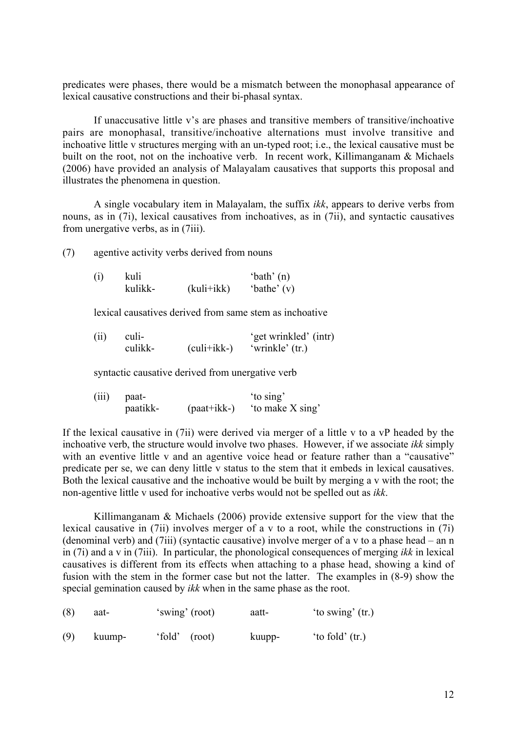predicates were phases, there would be a mismatch between the monophasal appearance of lexical causative constructions and their bi-phasal syntax.

If unaccusative little v's are phases and transitive members of transitive/inchoative pairs are monophasal, transitive/inchoative alternations must involve transitive and inchoative little v structures merging with an un-typed root; i.e., the lexical causative must be built on the root, not on the inchoative verb. In recent work, Killimanganam & Michaels (2006) have provided an analysis of Malayalam causatives that supports this proposal and illustrates the phenomena in question.

A single vocabulary item in Malayalam, the suffix *ikk*, appears to derive verbs from nouns, as in (7i), lexical causatives from inchoatives, as in (7ii), and syntactic causatives from unergative verbs, as in (7iii).

(7) agentive activity verbs derived from nouns

| | | | |
|---|---|---|---|
| (i) | kuli | | 'bath' (n) |
| | kulikk- | (kuli+ikk) | 'bathe' (v) |

lexical causatives derived from same stem as inchoative

| | | | |
|---|---|---|---|
| (ii) | culi- | | 'get wrinkled' (intr) |
| | culikk- | (culi+ikk-) | 'wrinkle' (tr.) |

syntactic causative derived from unergative verb

| | | | |
|---|---|---|---|
| (iii) | paat- | | 'to sing' |
| | paatikk- | (paat+ikk-) | 'to make X sing' |

If the lexical causative in (7ii) were derived via merger of a little v to a vP headed by the inchoative verb, the structure would involve two phases. However, if we associate *ikk* simply with an eventive little v and an agentive voice head or feature rather than a "causative" predicate per se, we can deny little v status to the stem that it embeds in lexical causatives. Both the lexical causative and the inchoative would be built by merging a v with the root; the non-agentive little v used for inchoative verbs would not be spelled out as *ikk*.

Killimanganam & Michaels (2006) provide extensive support for the view that the lexical causative in (7ii) involves merger of a v to a root, while the constructions in (7i) (denominal verb) and (7iii) (syntactic causative) involve merger of a v to a phase head – an n in (7i) and a v in (7iii). In particular, the phonological consequences of merging *ikk* in lexical causatives is different from its effects when attaching to a phase head, showing a kind of fusion with the stem in the former case but not the latter. The examples in (8-9) show the special gemination caused by *ikk* when in the same phase as the root.

| | | | | |
|---|---|---|---|---|
| (8) | aat- | 'swing' (root) | aatt- | 'to swing' (tr.) |
| (9) | kuump- | 'fold' (root) | kuupp- | 'to fold' (tr.) |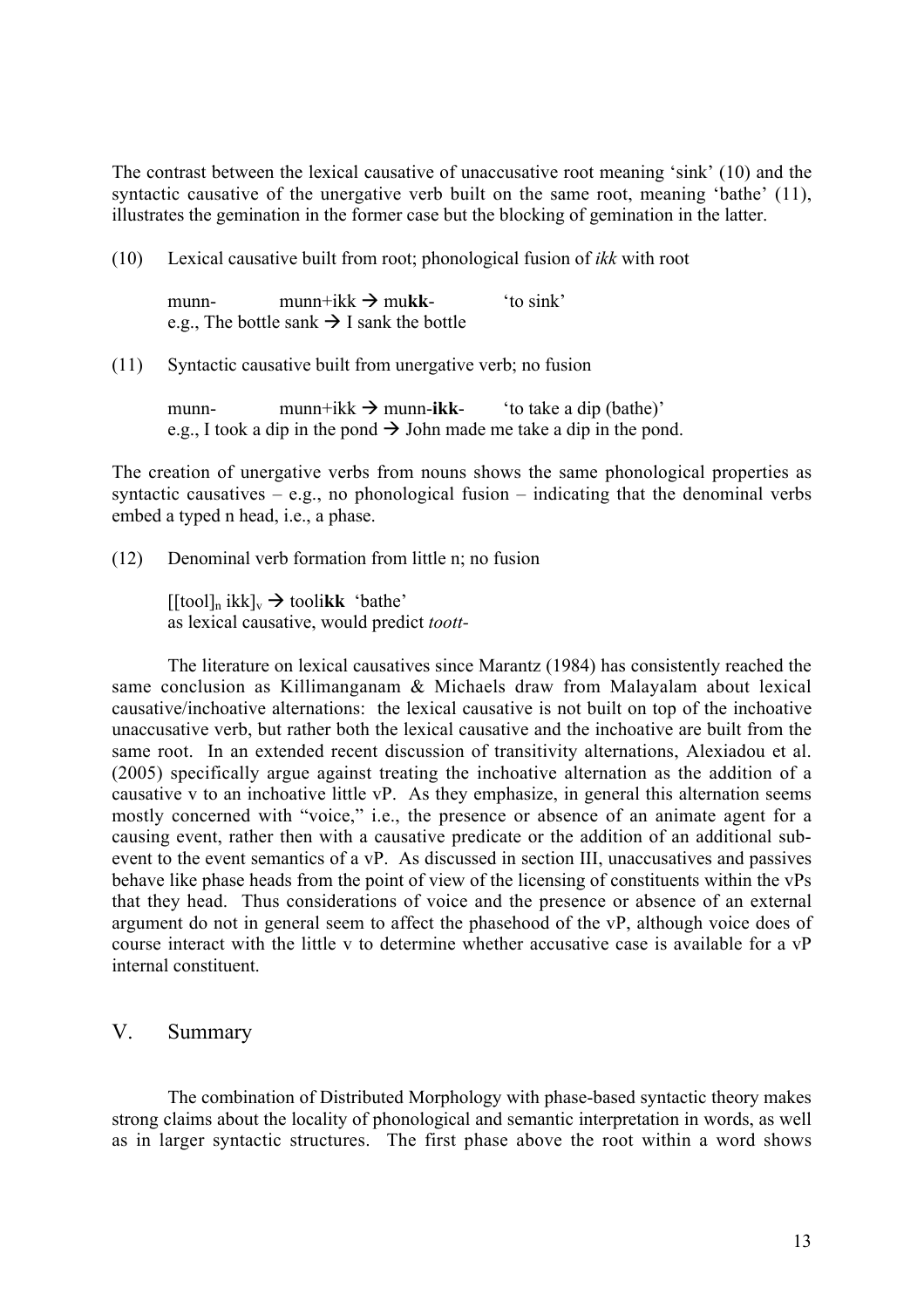The contrast between the lexical causative of unaccusative root meaning 'sink' (10) and the syntactic causative of the unergative verb built on the same root, meaning 'bathe' (11), illustrates the gemination in the former case but the blocking of gemination in the latter.

(10) Lexical causative built from root; phonological fusion of *ikk* with root

munn- munn+ikk → mu**kk**- 'to sink'
e.g., The bottle sank → I sank the bottle

(11) Syntactic causative built from unergative verb; no fusion

munn- munn+ikk → munn-**ikk**- 'to take a dip (bathe)'
e.g., I took a dip in the pond → John made me take a dip in the pond.

The creation of unergative verbs from nouns shows the same phonological properties as syntactic causatives – e.g., no phonological fusion – indicating that the denominal verbs embed a typed n head, i.e., a phase.

(12) Denominal verb formation from little n; no fusion

$[[\text{tool}]_n \text{ ikk}]_v$ → tooli**kk** 'bathe'
as lexical causative, would predict *toott-*

The literature on lexical causatives since Marantz (1984) has consistently reached the same conclusion as Killimanganam & Michaels draw from Malayalam about lexical causative/inchoative alternations: the lexical causative is not built on top of the inchoative unaccusative verb, but rather both the lexical causative and the inchoative are built from the same root. In an extended recent discussion of transitivity alternations, Alexiadou et al. (2005) specifically argue against treating the inchoative alternation as the addition of a causative v to an inchoative little vP. As they emphasize, in general this alternation seems mostly concerned with "voice," i.e., the presence or absence of an animate agent for a causing event, rather then with a causative predicate or the addition of an additional sub-event to the event semantics of a vP. As discussed in section III, unaccusatives and passives behave like phase heads from the point of view of the licensing of constituents within the vPs that they head. Thus considerations of voice and the presence or absence of an external argument do not in general seem to affect the phasehood of the vP, although voice does of course interact with the little v to determine whether accusative case is available for a vP internal constituent.

## V. Summary

The combination of Distributed Morphology with phase-based syntactic theory makes strong claims about the locality of phonological and semantic interpretation in words, as well as in larger syntactic structures. The first phase above the root within a word shows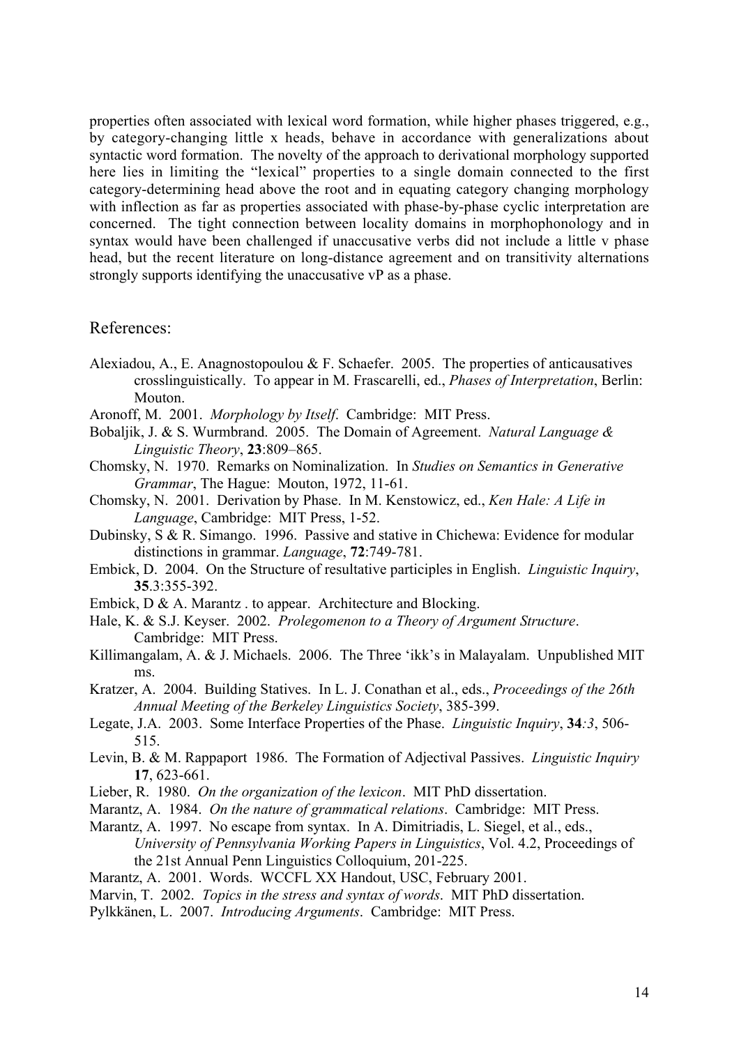properties often associated with lexical word formation, while higher phases triggered, e.g., by category-changing little x heads, behave in accordance with generalizations about syntactic word formation. The novelty of the approach to derivational morphology supported here lies in limiting the "lexical" properties to a single domain connected to the first category-determining head above the root and in equating category changing morphology with inflection as far as properties associated with phase-by-phase cyclic interpretation are concerned. The tight connection between locality domains in morphophonology and in syntax would have been challenged if unaccusative verbs did not include a little v phase head, but the recent literature on long-distance agreement and on transitivity alternations strongly supports identifying the unaccusative vP as a phase.

## References:

Alexiadou, A., E. Anagnostopoulou & F. Schaefer. 2005. The properties of anticausatives crosslinguistically. To appear in M. Frascarelli, ed., *Phases of Interpretation*, Berlin: Mouton.

Aronoff, M. 2001. *Morphology by Itself*. Cambridge: MIT Press.

Bobaljik, J. & S. Wurmbrand. 2005. The Domain of Agreement. *Natural Language & Linguistic Theory*, **23**:809–865.

Chomsky, N. 1970. Remarks on Nominalization. In *Studies on Semantics in Generative Grammar*, The Hague: Mouton, 1972, 11-61.

Chomsky, N. 2001. Derivation by Phase. In M. Kenstowicz, ed., *Ken Hale: A Life in Language*, Cambridge: MIT Press, 1-52.

Dubinsky, S & R. Simango. 1996. Passive and stative in Chichewa: Evidence for modular distinctions in grammar. *Language*, **72**:749-781.

Embick, D. 2004. On the Structure of resultative participles in English. *Linguistic Inquiry*, **35**.3:355-392.

Embick, D & A. Marantz . to appear. Architecture and Blocking.

Hale, K. & S.J. Keyser. 2002. *Prolegomenon to a Theory of Argument Structure*. Cambridge: MIT Press.

Killimangalam, A. & J. Michaels. 2006. The Three 'ikk's in Malayalam. Unpublished MIT ms.

Kratzer, A. 2004. Building Statives. In L. J. Conathan et al., eds., *Proceedings of the 26th Annual Meeting of the Berkeley Linguistics Society*, 385-399.

Legate, J.A. 2003. Some Interface Properties of the Phase. *Linguistic Inquiry*, **34***:3*, 506-515.

Levin, B. & M. Rappaport 1986. The Formation of Adjectival Passives. *Linguistic Inquiry* **17**, 623-661.

Lieber, R. 1980. *On the organization of the lexicon*. MIT PhD dissertation.

Marantz, A. 1984. *On the nature of grammatical relations*. Cambridge: MIT Press.

Marantz, A. 1997. No escape from syntax. In A. Dimitriadis, L. Siegel, et al., eds., *University of Pennsylvania Working Papers in Linguistics*, Vol. 4.2, Proceedings of the 21st Annual Penn Linguistics Colloquium, 201-225.

Marantz, A. 2001. Words. WCCFL XX Handout, USC, February 2001.

Marvin, T. 2002. *Topics in the stress and syntax of words*. MIT PhD dissertation.

Pylkkänen, L. 2007. *Introducing Arguments*. Cambridge: MIT Press.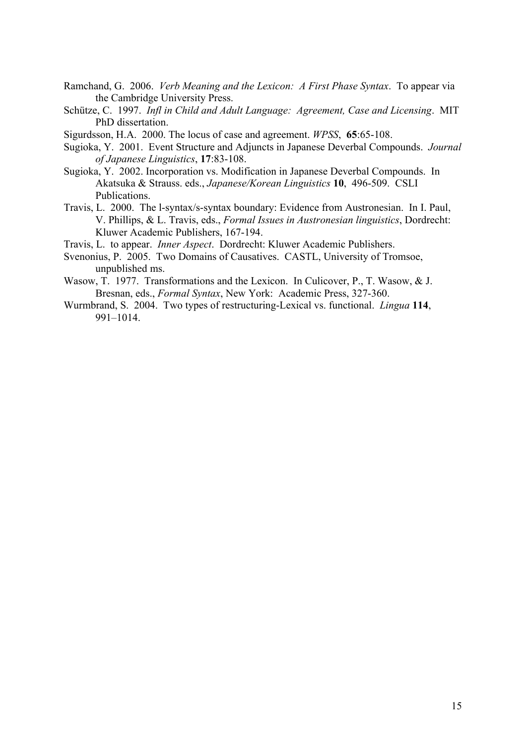Ramchand, G. 2006. *Verb Meaning and the Lexicon: A First Phase Syntax*. To appear via the Cambridge University Press.

Schütze, C. 1997. *Infl in Child and Adult Language: Agreement, Case and Licensing*. MIT PhD dissertation.

Sigurdsson, H.A. 2000. The locus of case and agreement. *WPSS*, **65**:65-108.

Sugioka, Y. 2001. Event Structure and Adjuncts in Japanese Deverbal Compounds. *Journal of Japanese Linguistics*, **17**:83-108.

Sugioka, Y. 2002. Incorporation vs. Modification in Japanese Deverbal Compounds. In Akatsuka & Strauss. eds., *Japanese/Korean Linguistics* **10**, 496-509. CSLI Publications.

Travis, L. 2000. The l-syntax/s-syntax boundary: Evidence from Austronesian. In I. Paul, V. Phillips, & L. Travis, eds., *Formal Issues in Austronesian linguistics*, Dordrecht: Kluwer Academic Publishers, 167-194.

Travis, L. to appear. *Inner Aspect*. Dordrecht: Kluwer Academic Publishers.

Svenonius, P. 2005. Two Domains of Causatives. CASTL, University of Tromsoe, unpublished ms.

Wasow, T. 1977. Transformations and the Lexicon. In Culicover, P., T. Wasow, & J. Bresnan, eds., *Formal Syntax*, New York: Academic Press, 327-360.

Wurmbrand, S. 2004. Two types of restructuring-Lexical vs. functional. *Lingua* **114**, 991–1014.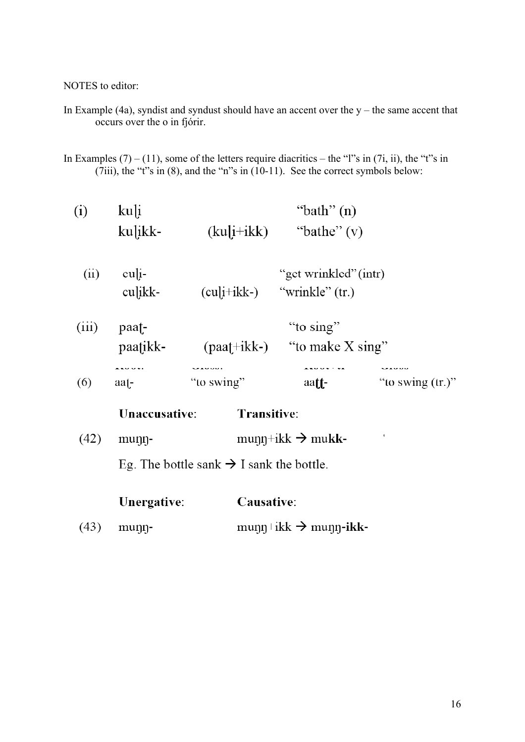NOTES to editor:

In Example (4a), syndist and syndust should have an accent over the y – the same accent that occurs over the o in fjórir.

In Examples (7) – (11), some of the letters require diacritics – the "l"s in (7i, ii), the "t"s in (7iii), the "t"s in (8), and the "n"s in (10-11). See the correct symbols below:

| | | | |
|---|---|---|---|
| (i) | kuḽi | | "bath" (n) |
| | kuḽikk- | (kuḽi+ikk) | "bathe" (v) |
| (ii) | cuḽi- | | "get wrinkled" (intr) |
| | cuḽikk- | (cuḽi+ikk-) | "wrinkle" (tr.) |
| (iii) | paaʈ- | | "to sing" |
| | paaʈikk- | (paaʈ+ikk-) | "to make X sing" |

| | | | | |
|---|---|---|---|---|
| (6) | aaʈ- | "to swing" | aaʈʈ- | "to swing (tr.)" |

**Unaccusative**: **Transitive**:

(42) muŋŋ- muŋŋ+ikk → mu**kk-**

Eg. The bottle sank → I sank the bottle.

**Unergative**: **Causative**:

(43) muŋŋ- muŋŋ+ikk → muŋŋ**-ikk-**